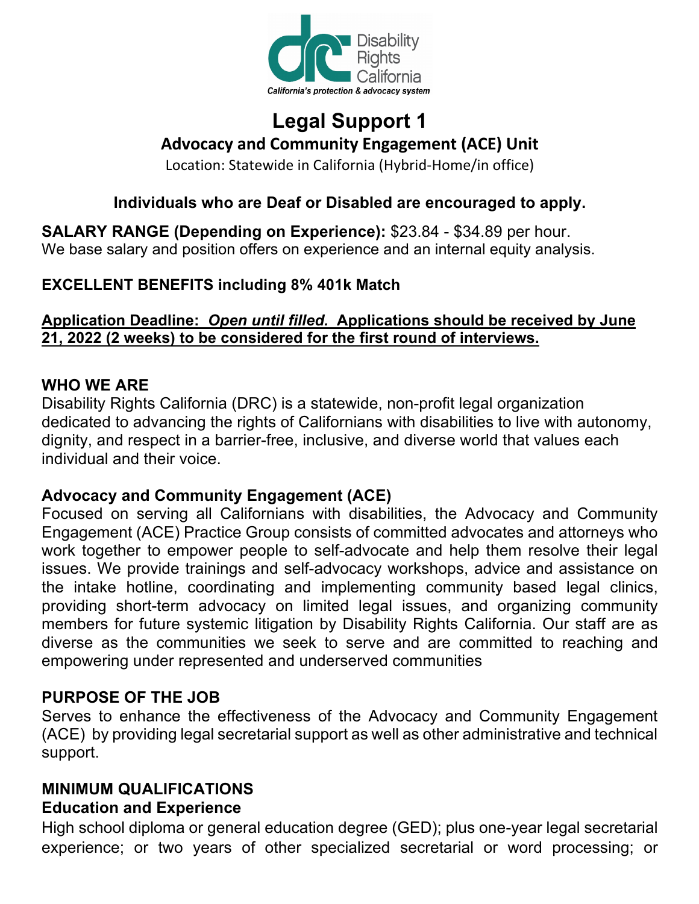Disability Rights California

*California's protection & advocacy system*

# Legal Support 1

## Advocacy and Community Engagement (ACE) Unit

Location: Statewide in California (Hybrid-Home/in office)

**Individuals who are Deaf or Disabled are encouraged to apply.**

**SALARY RANGE (Depending on Experience):** $23.84 - $34.89 per hour.
We base salary and position offers on experience and an internal equity analysis.

**EXCELLENT BENEFITS including 8% 401k Match**

**Application Deadline:** ***Open until filled.*** **Applications should be received by June 21, 2022 (2 weeks) to be considered for the first round of interviews.**

### WHO WE ARE

Disability Rights California (DRC) is a statewide, non-profit legal organization dedicated to advancing the rights of Californians with disabilities to live with autonomy, dignity, and respect in a barrier-free, inclusive, and diverse world that values each individual and their voice.

### Advocacy and Community Engagement (ACE)

Focused on serving all Californians with disabilities, the Advocacy and Community Engagement (ACE) Practice Group consists of committed advocates and attorneys who work together to empower people to self-advocate and help them resolve their legal issues. We provide trainings and self-advocacy workshops, advice and assistance on the intake hotline, coordinating and implementing community based legal clinics, providing short-term advocacy on limited legal issues, and organizing community members for future systemic litigation by Disability Rights California. Our staff are as diverse as the communities we seek to serve and are committed to reaching and empowering under represented and underserved communities

### PURPOSE OF THE JOB

Serves to enhance the effectiveness of the Advocacy and Community Engagement (ACE) by providing legal secretarial support as well as other administrative and technical support.

### MINIMUM QUALIFICATIONS

#### Education and Experience

High school diploma or general education degree (GED); plus one-year legal secretarial experience; or two years of other specialized secretarial or word processing; or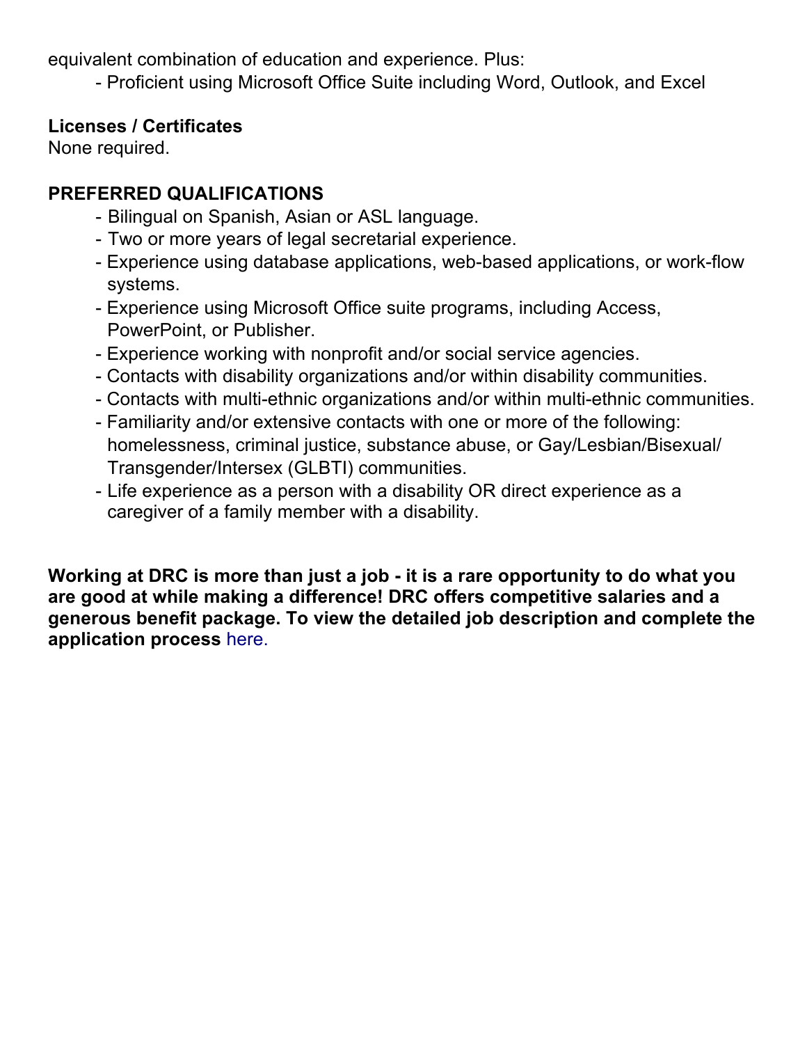equivalent combination of education and experience. Plus:

- Proficient using Microsoft Office Suite including Word, Outlook, and Excel

**Licenses / Certificates**
None required.

**PREFERRED QUALIFICATIONS**

- Bilingual on Spanish, Asian or ASL language.
- Two or more years of legal secretarial experience.
- Experience using database applications, web-based applications, or work-flow systems.
- Experience using Microsoft Office suite programs, including Access, PowerPoint, or Publisher.
- Experience working with nonprofit and/or social service agencies.
- Contacts with disability organizations and/or within disability communities.
- Contacts with multi-ethnic organizations and/or within multi-ethnic communities.
- Familiarity and/or extensive contacts with one or more of the following: homelessness, criminal justice, substance abuse, or Gay/Lesbian/Bisexual/Transgender/Intersex (GLBTI) communities.
- Life experience as a person with a disability OR direct experience as a caregiver of a family member with a disability.

**Working at DRC is more than just a job - it is a rare opportunity to do what you are good at while making a difference! DRC offers competitive salaries and a generous benefit package. To view the detailed job description and complete the application process** here.